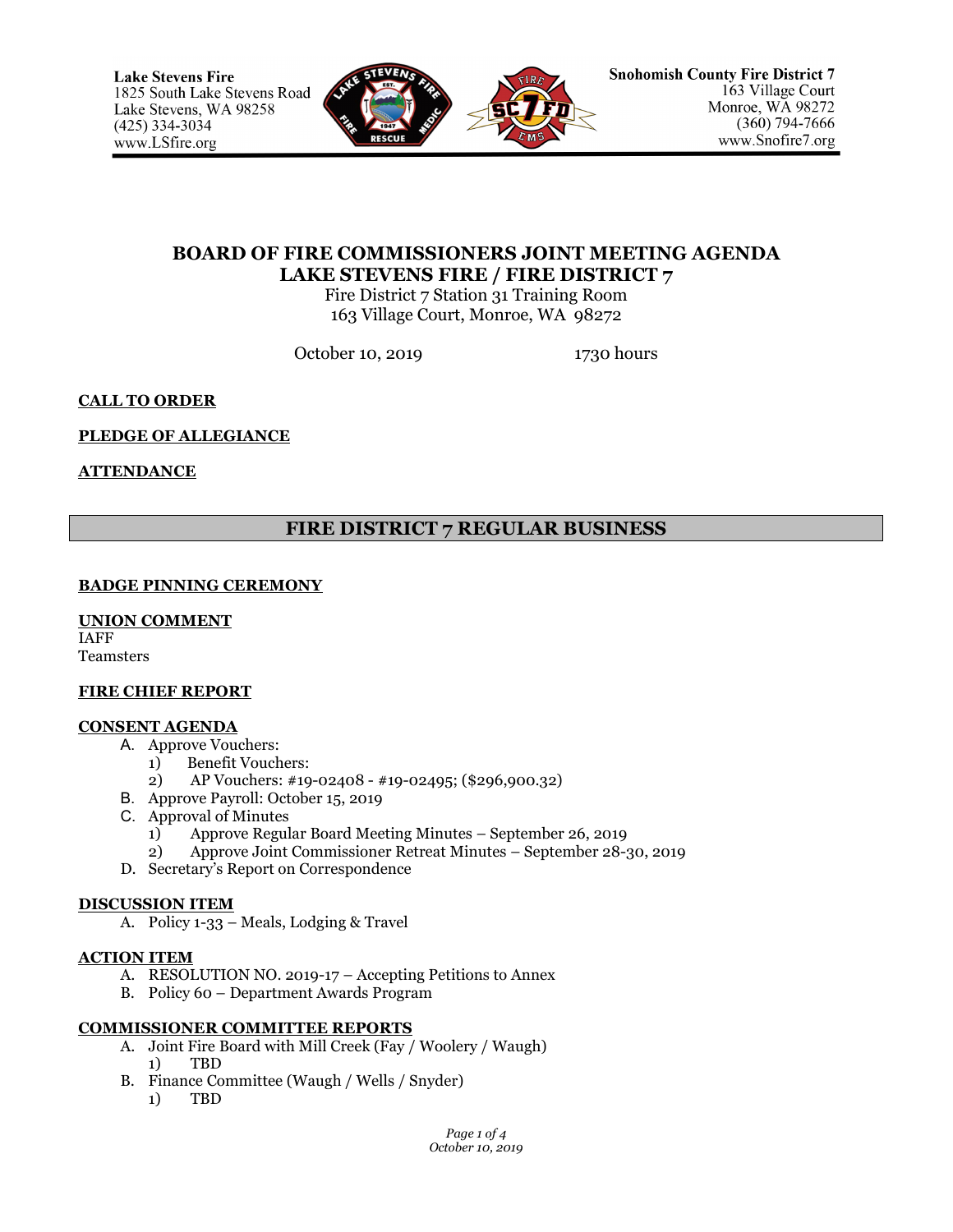Lake Stevens Fire
1825 South Lake Stevens Road
Lake Stevens, WA 98258
(425) 334-3034
www.LSfire.org

Snohomish County Fire District 7
163 Village Court
Monroe, WA 98272
(360) 794-7666
www.Snofire7.org

# BOARD OF FIRE COMMISSIONERS JOINT MEETING AGENDA
# LAKE STEVENS FIRE / FIRE DISTRICT 7

Fire District 7 Station 31 Training Room
163 Village Court, Monroe, WA 98272

October 10, 2019 1730 hours

**CALL TO ORDER**

**PLEDGE OF ALLEGIANCE**

**ATTENDANCE**

## FIRE DISTRICT 7 REGULAR BUSINESS

**BADGE PINNING CEREMONY**

**UNION COMMENT**
IAFF
Teamsters

**FIRE CHIEF REPORT**

**CONSENT AGENDA**

A. Approve Vouchers:
   1) Benefit Vouchers:
   2) AP Vouchers: #19-02408 - #19-02495; ($296,900.32)
B. Approve Payroll: October 15, 2019
C. Approval of Minutes
   1) Approve Regular Board Meeting Minutes – September 26, 2019
   2) Approve Joint Commissioner Retreat Minutes – September 28-30, 2019
D. Secretary's Report on Correspondence

**DISCUSSION ITEM**

A. Policy 1-33 – Meals, Lodging & Travel

**ACTION ITEM**

A. RESOLUTION NO. 2019-17 – Accepting Petitions to Annex
B. Policy 60 – Department Awards Program

**COMMISSIONER COMMITTEE REPORTS**

A. Joint Fire Board with Mill Creek (Fay / Woolery / Waugh)
   1) TBD
B. Finance Committee (Waugh / Wells / Snyder)
   1) TBD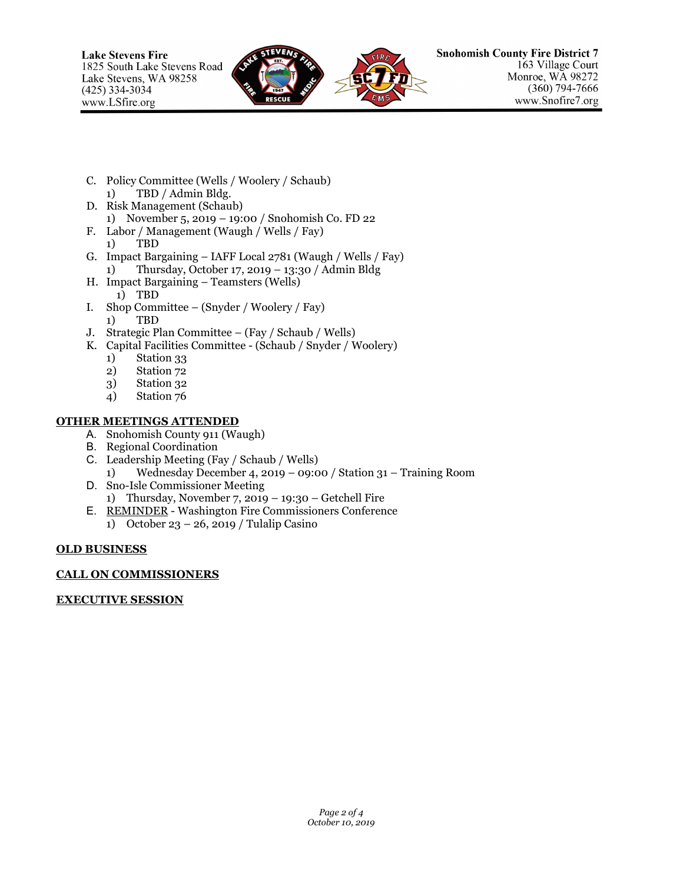C. Policy Committee (Wells / Woolery / Schaub)
    1) TBD / Admin Bldg.

D. Risk Management (Schaub)
    1) November 5, 2019 – 19:00 / Snohomish Co. FD 22

F. Labor / Management (Waugh / Wells / Fay)
    1) TBD

G. Impact Bargaining – IAFF Local 2781 (Waugh / Wells / Fay)
    1) Thursday, October 17, 2019 – 13:30 / Admin Bldg

H. Impact Bargaining – Teamsters (Wells)
    1) TBD

I. Shop Committee – (Snyder / Woolery / Fay)
    1) TBD

J. Strategic Plan Committee – (Fay / Schaub / Wells)

K. Capital Facilities Committee - (Schaub / Snyder / Woolery)
    1) Station 33
    2) Station 72
    3) Station 32
    4) Station 76

**OTHER MEETINGS ATTENDED**

A. Snohomish County 911 (Waugh)

B. Regional Coordination

C. Leadership Meeting (Fay / Schaub / Wells)
    1) Wednesday December 4, 2019 – 09:00 / Station 31 – Training Room

D. Sno-Isle Commissioner Meeting
    1) Thursday, November 7, 2019 – 19:30 – Getchell Fire

E. REMINDER - Washington Fire Commissioners Conference
    1) October 23 – 26, 2019 / Tulalip Casino

**OLD BUSINESS**

**CALL ON COMMISSIONERS**

**EXECUTIVE SESSION**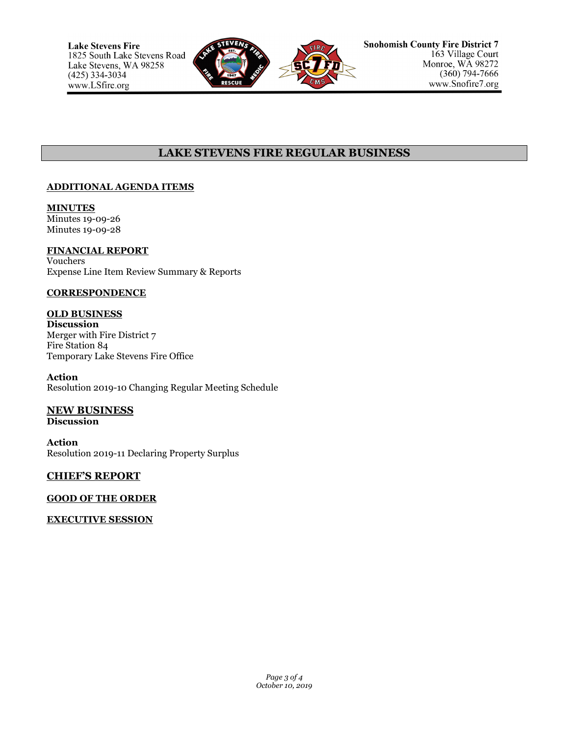# LAKE STEVENS FIRE REGULAR BUSINESS

## ADDITIONAL AGENDA ITEMS

## MINUTES

Minutes 19-09-26
Minutes 19-09-28

## FINANCIAL REPORT

Vouchers
Expense Line Item Review Summary & Reports

## CORRESPONDENCE

## OLD BUSINESS

**Discussion**

Merger with Fire District 7
Fire Station 84
Temporary Lake Stevens Fire Office

**Action**

Resolution 2019-10 Changing Regular Meeting Schedule

## NEW BUSINESS

**Discussion**

**Action**

Resolution 2019-11 Declaring Property Surplus

## CHIEF'S REPORT

## GOOD OF THE ORDER

## EXECUTIVE SESSION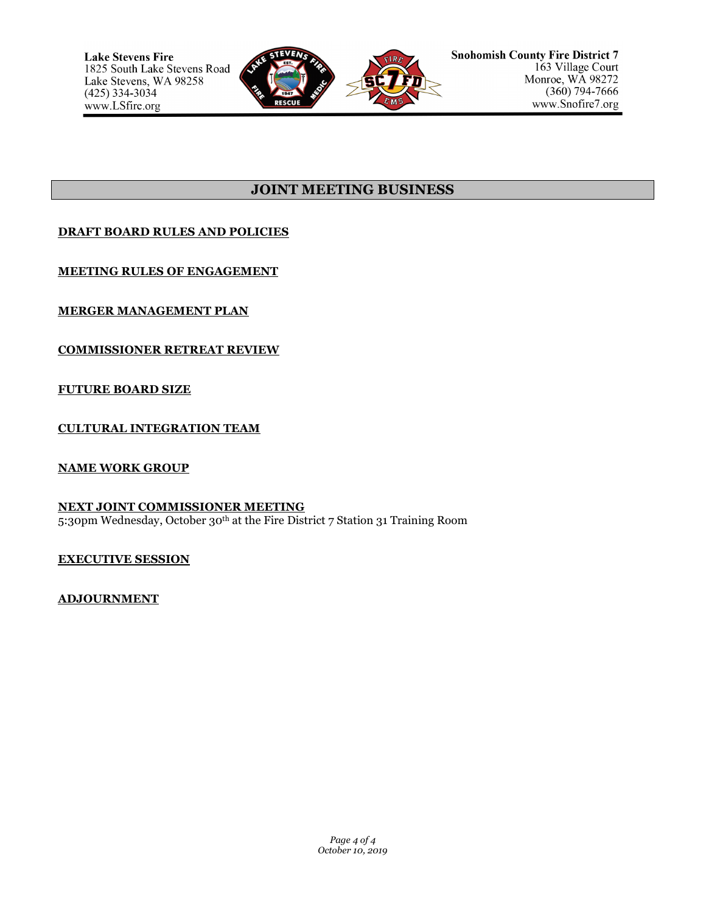Lake Stevens Fire
1825 South Lake Stevens Road
Lake Stevens, WA 98258
(425) 334-3034
www.LSfire.org

Snohomish County Fire District 7
163 Village Court
Monroe, WA 98272
(360) 794-7666
www.Snofire7.org

## JOINT MEETING BUSINESS

**DRAFT BOARD RULES AND POLICIES**

**MEETING RULES OF ENGAGEMENT**

**MERGER MANAGEMENT PLAN**

**COMMISSIONER RETREAT REVIEW**

**FUTURE BOARD SIZE**

**CULTURAL INTEGRATION TEAM**

**NAME WORK GROUP**

**NEXT JOINT COMMISSIONER MEETING**
5:30pm Wednesday, October 30th at the Fire District 7 Station 31 Training Room

**EXECUTIVE SESSION**

**ADJOURNMENT**

*October 10, 2019*